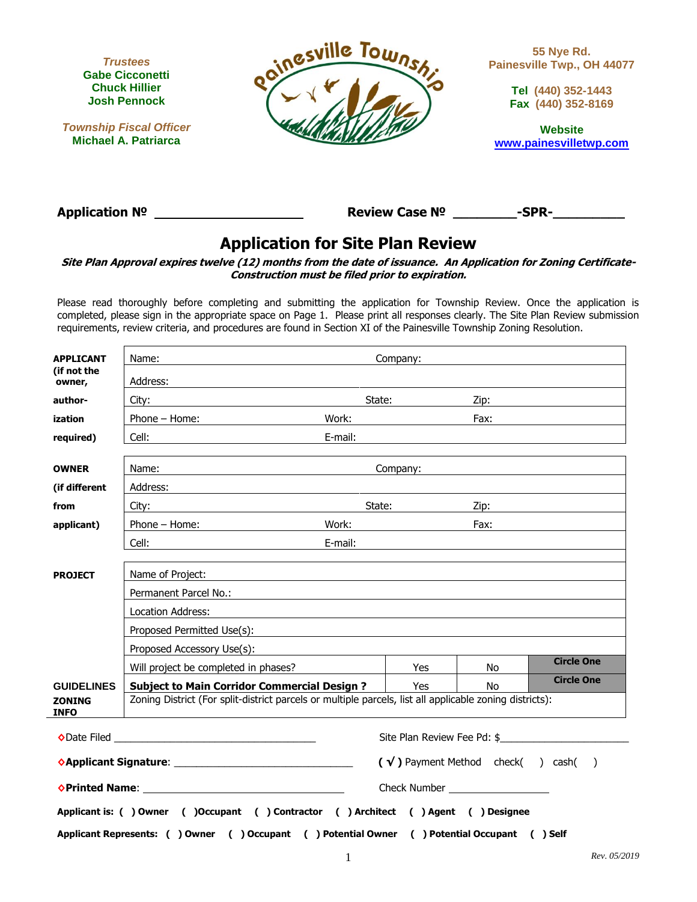**Trustees**
Gabe Cicconetti
Chuck Hillier
Josh Pennock

**Township Fiscal Officer**
Michael A. Patriarca

Painesville Township

55 Nye Rd.
Painesville Twp., OH 44077

Tel (440) 352-1443
Fax (440) 352-8169

Website
www.painesvilletwp.com

**Application №** ____________________ **Review Case №** _________-SPR-__________

# Application for Site Plan Review

***Site Plan Approval expires twelve (12) months from the date of issuance. An Application for Zoning Certificate-Construction must be filed prior to expiration.***

Please read thoroughly before completing and submitting the application for Township Review. Once the application is completed, please sign in the appropriate space on Page 1. Please print all responses clearly. The Site Plan Review submission requirements, review criteria, and procedures are found in Section XI of the Painesville Township Zoning Resolution.

| | | | | |
|---|---|---|---|---|
| **APPLICANT (if not the owner, authorization required)** | Name: | Company: | | |
| | Address: | | | |
| | City: | State: | Zip: | |
| | Phone – Home: | Work: | Fax: | |
| | Cell: | E-mail: | | |
| **OWNER (if different from applicant)** | Name: | Company: | | |
| | Address: | | | |
| | City: | State: | Zip: | |
| | Phone – Home: | Work: | Fax: | |
| | Cell: | E-mail: | | |
| **PROJECT** | Name of Project: | | | |
| | Permanent Parcel No.: | | | |
| | Location Address: | | | |
| | Proposed Permitted Use(s): | | | |
| | Proposed Accessory Use(s): | | | |
| | Will project be completed in phases? | Yes | No | **Circle One** |
| **GUIDELINES** | **Subject to Main Corridor Commercial Design ?** | Yes | No | **Circle One** |
| **ZONING INFO** | Zoning District (For split-district parcels or multiple parcels, list all applicable zoning districts): | | | |

◊Date Filed ________________________________ Site Plan Review Fee Pd: $______________________

◊**Applicant Signature**: ______________________________ **( √ )** Payment Method check( ) cash( )

◊**Printed Name**: ________________________________ Check Number _________________

**Applicant is: ( ) Owner ( )Occupant ( ) Contractor ( ) Architect ( ) Agent ( ) Designee**

**Applicant Represents: ( ) Owner ( ) Occupant ( ) Potential Owner ( ) Potential Occupant ( ) Self**

*Rev. 05/2019*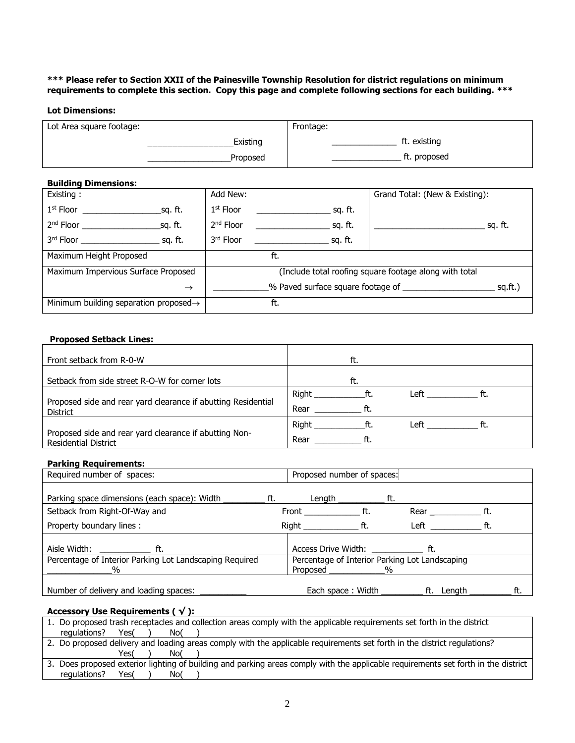**\*\*\* Please refer to Section XXII of the Painesville Township Resolution for district regulations on minimum requirements to complete this section. Copy this page and complete following sections for each building. \*\*\***

**Lot Dimensions:**

| Lot Area square footage: | Frontage: |
|---|---|
| ________________Existing | ____________ ft. existing |
| ________________Proposed | _____________ ft. proposed |

**Building Dimensions:**

| Existing : | Add New: | Grand Total: (New & Existing): |
|---|---|---|
| 1st Floor _______________sq. ft. | 1st Floor _______________ sq. ft. | |
| 2nd Floor _______________sq. ft. | 2nd Floor _______________ sq. ft. | ______________________ sq. ft. |
| 3rd Floor _______________ sq. ft. | 3rd Floor _______________ sq. ft. | |
| Maximum Height Proposed | ft. | |
| Maximum Impervious Surface Proposed → | (Include total roofing square footage along with total ___________% Paved surface square footage of __________________ sq.ft.) | |
| Minimum building separation proposed→ | ft. | |

**Proposed Setback Lines:**

| | |
|---|---|
| Front setback from R-0-W | ft. |
| Setback from side street R-O-W for corner lots | ft. |
| Proposed side and rear yard clearance if abutting Residential District | Right __________ft. Left __________ ft.<br>Rear __________ ft. |
| Proposed side and rear yard clearance if abutting Non-Residential District | Right __________ft. Left __________ ft.<br>Rear __________ ft. |

**Parking Requirements:**

| | |
|---|---|
| Required number of spaces: | Proposed number of spaces: |
| Parking space dimensions (each space): Width _________ ft. | Length __________ ft. |
| Setback from Right-Of-Way and | Front ___________ ft. Rear ___________ ft. |
| Property boundary lines : | Right ___________ ft. Left ___________ ft. |
| Aisle Width: __________ ft. | Access Drive Width: __________ ft. |
| Percentage of Interior Parking Lot Landscaping Required ____________% | Percentage of Interior Parking Lot Landscaping Proposed ___________% |
| Number of delivery and loading spaces: _________ | Each space : Width _________ ft. Length _________ ft. |

**Accessory Use Requirements ( √ ):**

| |
|---|
| 1. Do proposed trash receptacles and collection areas comply with the applicable requirements set forth in the district regulations? Yes( ) No( ) |
| 2. Do proposed delivery and loading areas comply with the applicable requirements set forth in the district regulations? Yes( ) No( ) |
| 3. Does proposed exterior lighting of building and parking areas comply with the applicable requirements set forth in the district regulations? Yes( ) No( ) |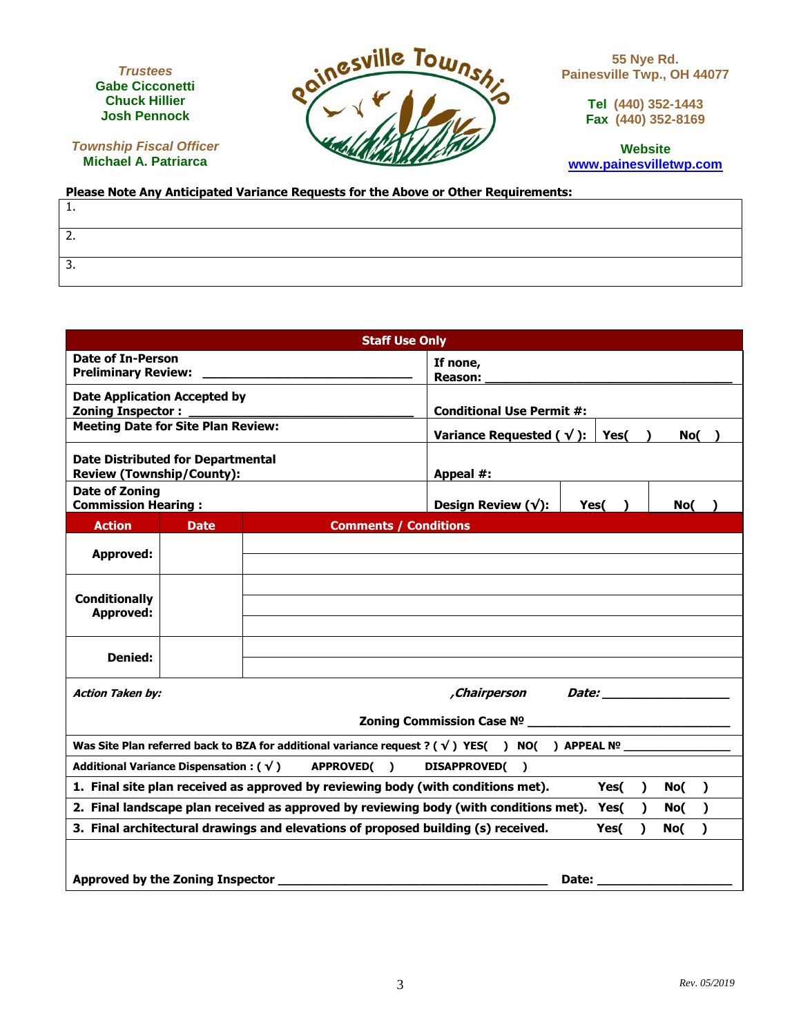**Trustees**
**Gabe Cicconetti**
**Chuck Hillier**
**Josh Pennock**

**Township Fiscal Officer**
**Michael A. Patriarca**

**Painesville Township**

**55 Nye Rd.**
**Painesville Twp., OH 44077**

**Tel (440) 352-1443**
**Fax (440) 352-8169**

**Website**
**www.painesvilletwp.com**

**Please Note Any Anticipated Variance Requests for the Above or Other Requirements:**

| |
|---|
| 1. |
| 2. |
| 3. |

| **Staff Use Only** | | | |
|---|---|---|---|
| **Date of In-Person Preliminary Review:** ______________ | **If none, Reason:** ______________ | | |
| **Date Application Accepted by Zoning Inspector :** ______________ | **Conditional Use Permit #:** | | |
| **Meeting Date for Site Plan Review:** | **Variance Requested ( √ ):** | **Yes( )** | **No( )** |
| **Date Distributed for Departmental Review (Township/County):** | **Appeal #:** | | |
| **Date of Zoning Commission Hearing :** | **Design Review (√):** | **Yes( )** | **No( )** |

| **Action** | **Date** | **Comments / Conditions** |
|---|---|---|
| **Approved:** | | |
| **Conditionally Approved:** | | |
| **Denied:** | | |

***Action Taken by:*** ***,Chairperson*** ***Date:*** ______________

**Zoning Commission Case №** ______________

**Was Site Plan referred back to BZA for additional variance request ? ( √ ) YES( ) NO( ) APPEAL №** ______________

**Additional Variance Dispensation : ( √ )** **APPROVED( )** **DISAPPROVED( )**

| | | |
|---|---|---|
| **1. Final site plan received as approved by reviewing body (with conditions met).** | **Yes( )** | **No( )** |
| **2. Final landscape plan received as approved by reviewing body (with conditions met).** | **Yes( )** | **No( )** |
| **3. Final architectural drawings and elevations of proposed building (s) received.** | **Yes( )** | **No( )** |

**Approved by the Zoning Inspector** ______________________ **Date:** ______________

*Rev. 05/2019*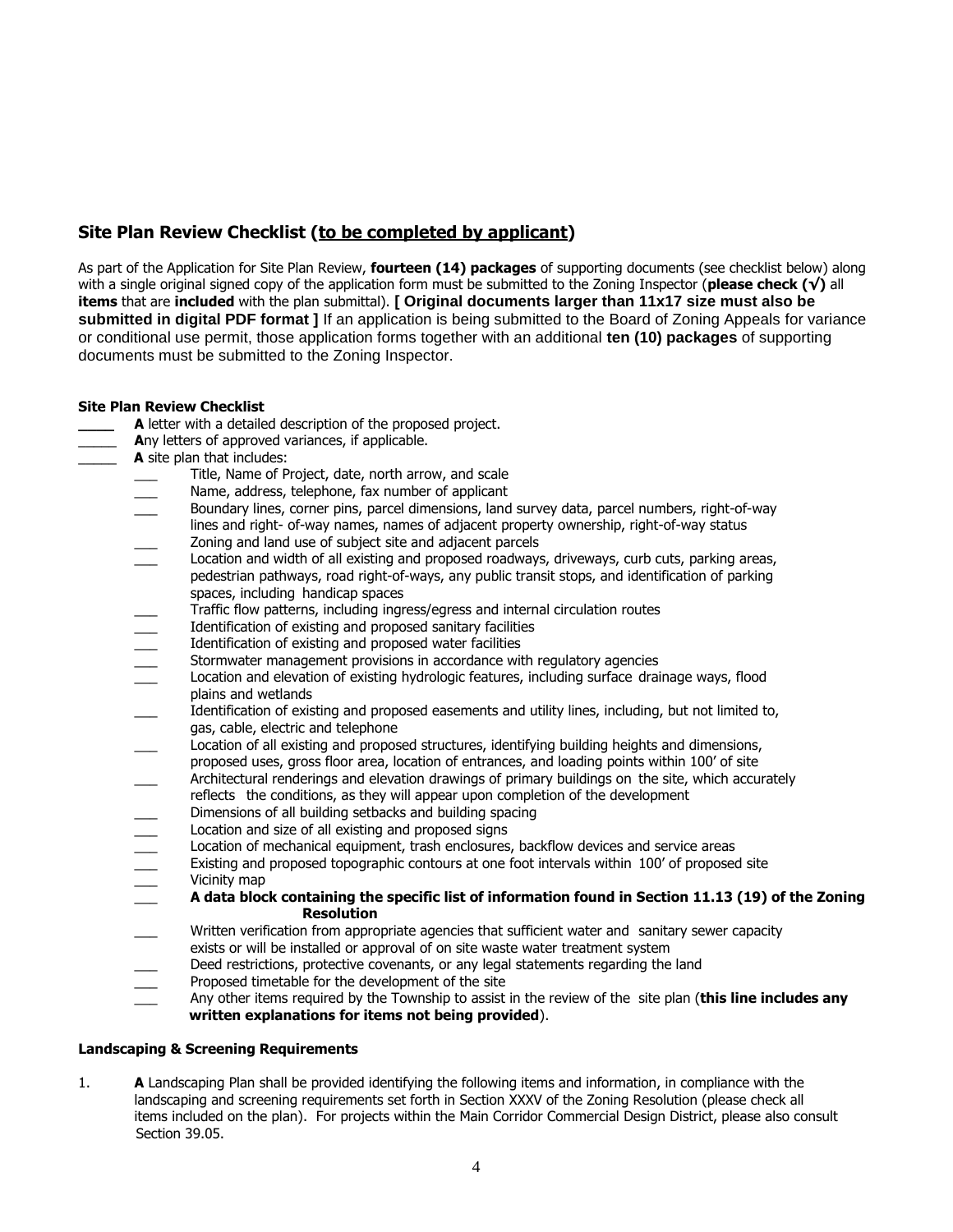## Site Plan Review Checklist (<u>to be completed by applicant</u>)

As part of the Application for Site Plan Review, **fourteen (14) packages** of supporting documents (see checklist below) along with a single original signed copy of the application form must be submitted to the Zoning Inspector (**please check (√)** all **items** that are **included** with the plan submittal). **[ Original documents larger than 11x17 size must also be submitted in digital PDF format ]** If an application is being submitted to the Board of Zoning Appeals for variance or conditional use permit, those application forms together with an additional **ten (10) packages** of supporting documents must be submitted to the Zoning Inspector.

**Site Plan Review Checklist**

- _____ **A** letter with a detailed description of the proposed project.
- _____ **A**ny letters of approved variances, if applicable.
- _____ **A** site plan that includes:
    - ___ Title, Name of Project, date, north arrow, and scale
    - ___ Name, address, telephone, fax number of applicant
    - ___ Boundary lines, corner pins, parcel dimensions, land survey data, parcel numbers, right-of-way lines and right- of-way names, names of adjacent property ownership, right-of-way status
    - ___ Zoning and land use of subject site and adjacent parcels
    - ___ Location and width of all existing and proposed roadways, driveways, curb cuts, parking areas, pedestrian pathways, road right-of-ways, any public transit stops, and identification of parking spaces, including handicap spaces
    - ___ Traffic flow patterns, including ingress/egress and internal circulation routes
    - ___ Identification of existing and proposed sanitary facilities
    - ___ Identification of existing and proposed water facilities
    - ___ Stormwater management provisions in accordance with regulatory agencies
    - ___ Location and elevation of existing hydrologic features, including surface drainage ways, flood plains and wetlands
    - ___ Identification of existing and proposed easements and utility lines, including, but not limited to, gas, cable, electric and telephone
    - ___ Location of all existing and proposed structures, identifying building heights and dimensions, proposed uses, gross floor area, location of entrances, and loading points within 100' of site
    - ___ Architectural renderings and elevation drawings of primary buildings on the site, which accurately reflects the conditions, as they will appear upon completion of the development
    - ___ Dimensions of all building setbacks and building spacing
    - ___ Location and size of all existing and proposed signs
    - ___ Location of mechanical equipment, trash enclosures, backflow devices and service areas
    - ___ Existing and proposed topographic contours at one foot intervals within 100' of proposed site
    - ___ Vicinity map
    - ___ **A data block containing the specific list of information found in Section 11.13 (19) of the Zoning Resolution**
    - ___ Written verification from appropriate agencies that sufficient water and sanitary sewer capacity exists or will be installed or approval of on site waste water treatment system
    - ___ Deed restrictions, protective covenants, or any legal statements regarding the land
    - ___ Proposed timetable for the development of the site
    - ___ Any other items required by the Township to assist in the review of the site plan (**this line includes any written explanations for items not being provided**).

**Landscaping & Screening Requirements**

1. **A** Landscaping Plan shall be provided identifying the following items and information, in compliance with the landscaping and screening requirements set forth in Section XXXV of the Zoning Resolution (please check all items included on the plan). For projects within the Main Corridor Commercial Design District, please also consult Section 39.05.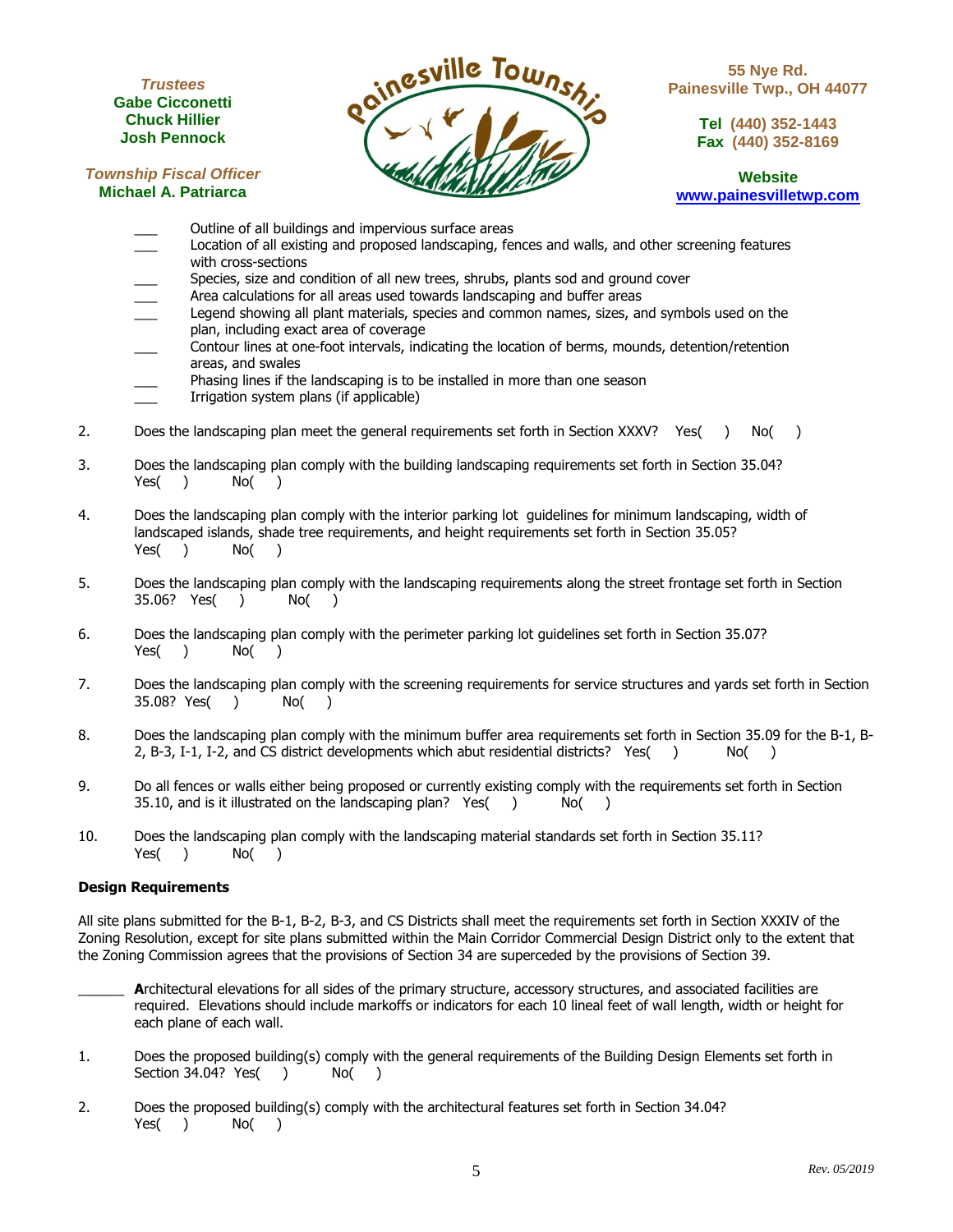Trustees
Gabe Cicconetti
Chuck Hillier
Josh Pennock

Township Fiscal Officer
Michael A. Patriarca

55 Nye Rd.
Painesville Twp., OH 44077

Tel (440) 352-1443
Fax (440) 352-8169

Website
www.painesvilletwp.com

___ Outline of all buildings and impervious surface areas
___ Location of all existing and proposed landscaping, fences and walls, and other screening features with cross-sections
___ Species, size and condition of all new trees, shrubs, plants sod and ground cover
___ Area calculations for all areas used towards landscaping and buffer areas
___ Legend showing all plant materials, species and common names, sizes, and symbols used on the plan, including exact area of coverage
___ Contour lines at one-foot intervals, indicating the location of berms, mounds, detention/retention areas, and swales
___ Phasing lines if the landscaping is to be installed in more than one season
___ Irrigation system plans (if applicable)

2. Does the landscaping plan meet the general requirements set forth in Section XXXV? Yes( ) No( )

3. Does the landscaping plan comply with the building landscaping requirements set forth in Section 35.04? Yes( ) No( )

4. Does the landscaping plan comply with the interior parking lot guidelines for minimum landscaping, width of landscaped islands, shade tree requirements, and height requirements set forth in Section 35.05? Yes( ) No( )

5. Does the landscaping plan comply with the landscaping requirements along the street frontage set forth in Section 35.06? Yes( ) No( )

6. Does the landscaping plan comply with the perimeter parking lot guidelines set forth in Section 35.07? Yes( ) No( )

7. Does the landscaping plan comply with the screening requirements for service structures and yards set forth in Section 35.08? Yes( ) No( )

8. Does the landscaping plan comply with the minimum buffer area requirements set forth in Section 35.09 for the B-1, B-2, B-3, I-1, I-2, and CS district developments which abut residential districts? Yes( ) No( )

9. Do all fences or walls either being proposed or currently existing comply with the requirements set forth in Section 35.10, and is it illustrated on the landscaping plan? Yes( ) No( )

10. Does the landscaping plan comply with the landscaping material standards set forth in Section 35.11? Yes( ) No( )

**Design Requirements**

All site plans submitted for the B-1, B-2, B-3, and CS Districts shall meet the requirements set forth in Section XXXIV of the Zoning Resolution, except for site plans submitted within the Main Corridor Commercial Design District only to the extent that the Zoning Commission agrees that the provisions of Section 34 are superceded by the provisions of Section 39.

______ **A**rchitectural elevations for all sides of the primary structure, accessory structures, and associated facilities are required. Elevations should include markoffs or indicators for each 10 lineal feet of wall length, width or height for each plane of each wall.

1. Does the proposed building(s) comply with the general requirements of the Building Design Elements set forth in Section 34.04? Yes( ) No( )

2. Does the proposed building(s) comply with the architectural features set forth in Section 34.04? Yes( ) No( )

*Rev. 05/2019*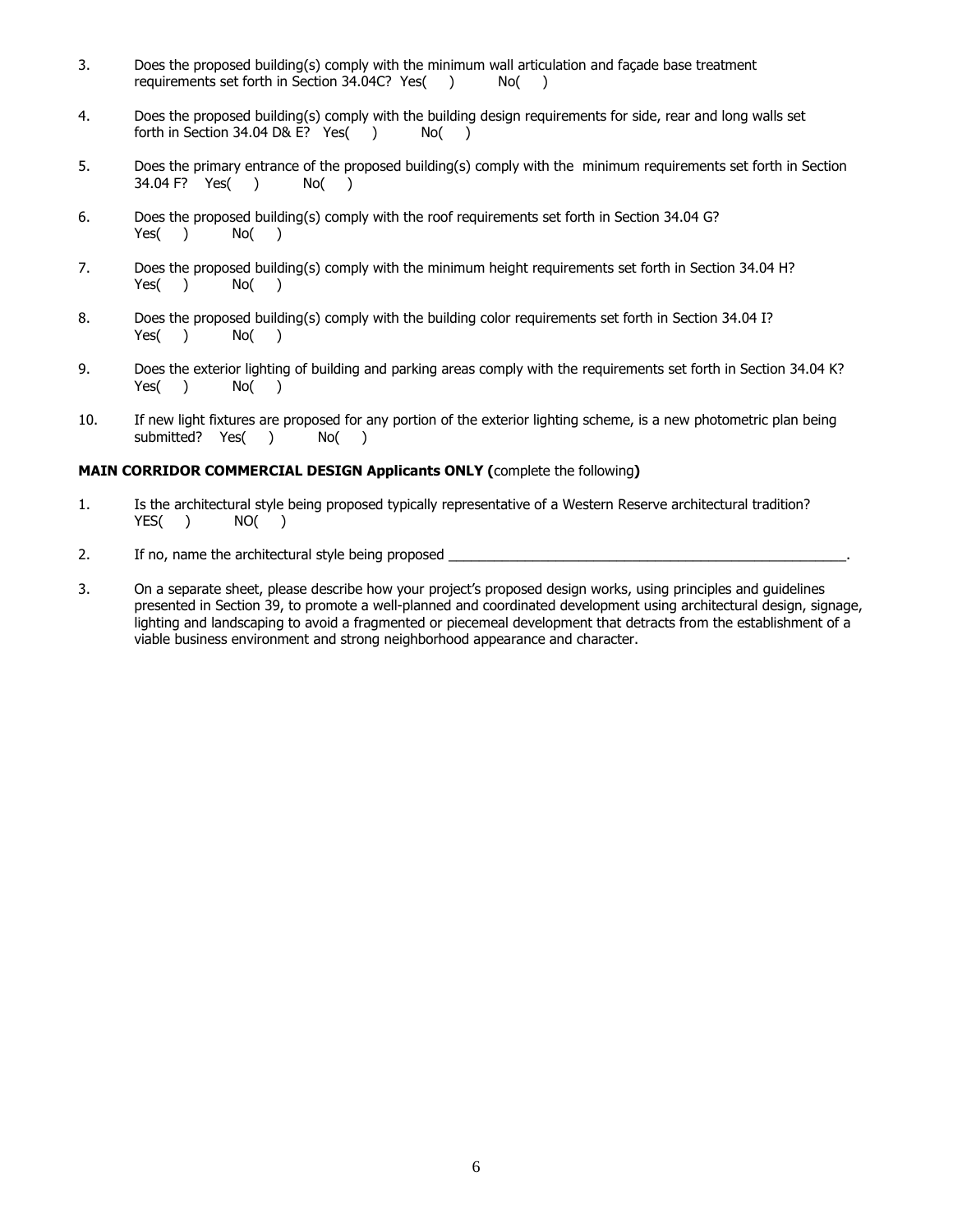3. Does the proposed building(s) comply with the minimum wall articulation and façade base treatment requirements set forth in Section 34.04C? Yes( ) No( )

4. Does the proposed building(s) comply with the building design requirements for side, rear and long walls set forth in Section 34.04 D& E? Yes( ) No( )

5. Does the primary entrance of the proposed building(s) comply with the minimum requirements set forth in Section 34.04 F? Yes( ) No( )

6. Does the proposed building(s) comply with the roof requirements set forth in Section 34.04 G? Yes( ) No( )

7. Does the proposed building(s) comply with the minimum height requirements set forth in Section 34.04 H? Yes( ) No( )

8. Does the proposed building(s) comply with the building color requirements set forth in Section 34.04 I? Yes( ) No( )

9. Does the exterior lighting of building and parking areas comply with the requirements set forth in Section 34.04 K? Yes( ) No( )

10. If new light fixtures are proposed for any portion of the exterior lighting scheme, is a new photometric plan being submitted? Yes( ) No( )

**MAIN CORRIDOR COMMERCIAL DESIGN Applicants ONLY (**complete the following**)**

1. Is the architectural style being proposed typically representative of a Western Reserve architectural tradition? YES( ) NO( )

2. If no, name the architectural style being proposed ______________________________________________________.

3. On a separate sheet, please describe how your project's proposed design works, using principles and guidelines presented in Section 39, to promote a well-planned and coordinated development using architectural design, signage, lighting and landscaping to avoid a fragmented or piecemeal development that detracts from the establishment of a viable business environment and strong neighborhood appearance and character.